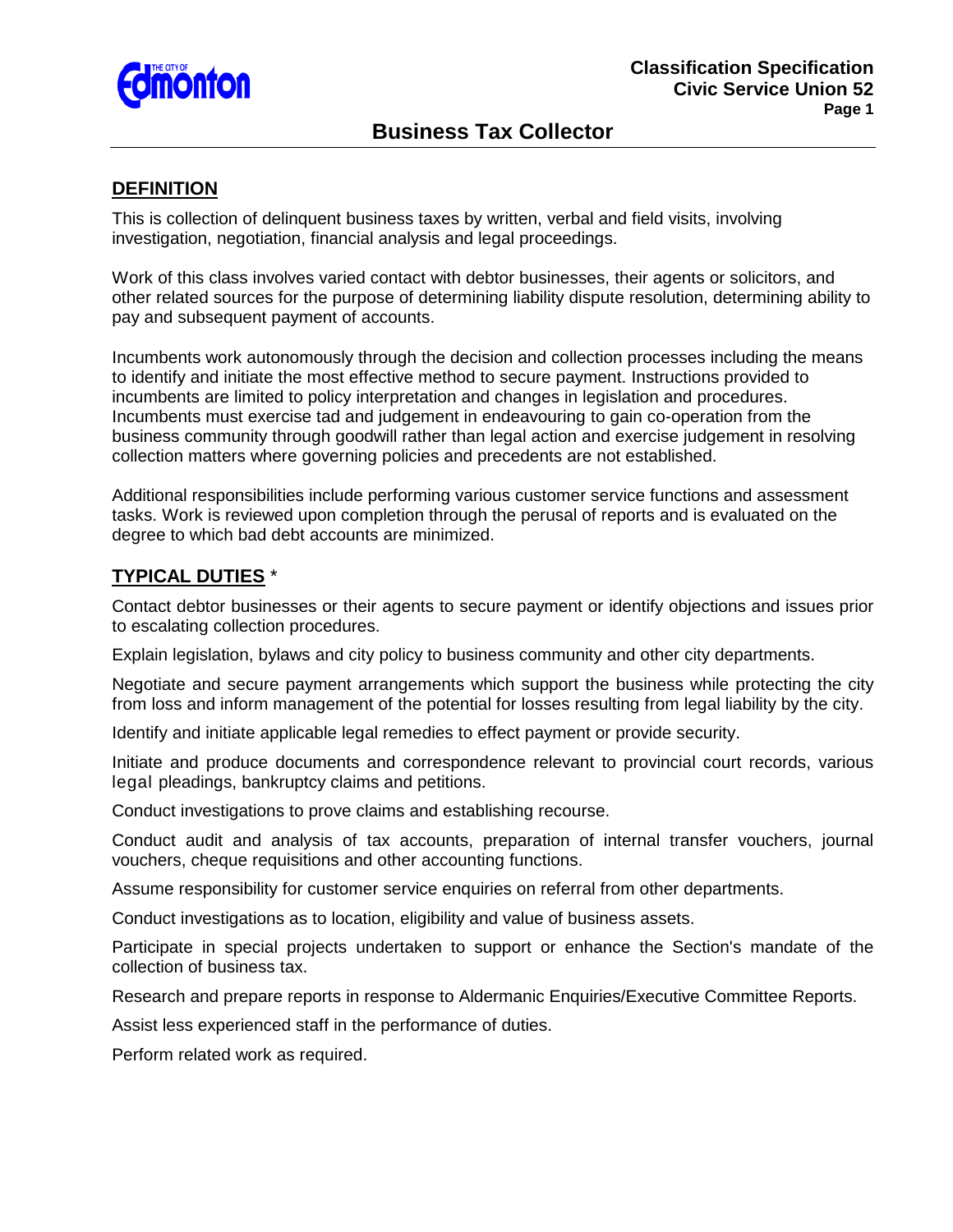# Business Tax Collector

Classification Specification
Civic Service Union 52

## DEFINITION

This is collection of delinquent business taxes by written, verbal and field visits, involving investigation, negotiation, financial analysis and legal proceedings.

Work of this class involves varied contact with debtor businesses, their agents or solicitors, and other related sources for the purpose of determining liability dispute resolution, determining ability to pay and subsequent payment of accounts.

Incumbents work autonomously through the decision and collection processes including the means to identify and initiate the most effective method to secure payment. Instructions provided to incumbents are limited to policy interpretation and changes in legislation and procedures. Incumbents must exercise tad and judgement in endeavouring to gain co-operation from the business community through goodwill rather than legal action and exercise judgement in resolving collection matters where governing policies and precedents are not established.

Additional responsibilities include performing various customer service functions and assessment tasks. Work is reviewed upon completion through the perusal of reports and is evaluated on the degree to which bad debt accounts are minimized.

## TYPICAL DUTIES *

Contact debtor businesses or their agents to secure payment or identify objections and issues prior to escalating collection procedures.

Explain legislation, bylaws and city policy to business community and other city departments.

Negotiate and secure payment arrangements which support the business while protecting the city from loss and inform management of the potential for losses resulting from legal liability by the city.

Identify and initiate applicable legal remedies to effect payment or provide security.

Initiate and produce documents and correspondence relevant to provincial court records, various legal pleadings, bankruptcy claims and petitions.

Conduct investigations to prove claims and establishing recourse.

Conduct audit and analysis of tax accounts, preparation of internal transfer vouchers, journal vouchers, cheque requisitions and other accounting functions.

Assume responsibility for customer service enquiries on referral from other departments.

Conduct investigations as to location, eligibility and value of business assets.

Participate in special projects undertaken to support or enhance the Section's mandate of the collection of business tax.

Research and prepare reports in response to Aldermanic Enquiries/Executive Committee Reports.

Assist less experienced staff in the performance of duties.

Perform related work as required.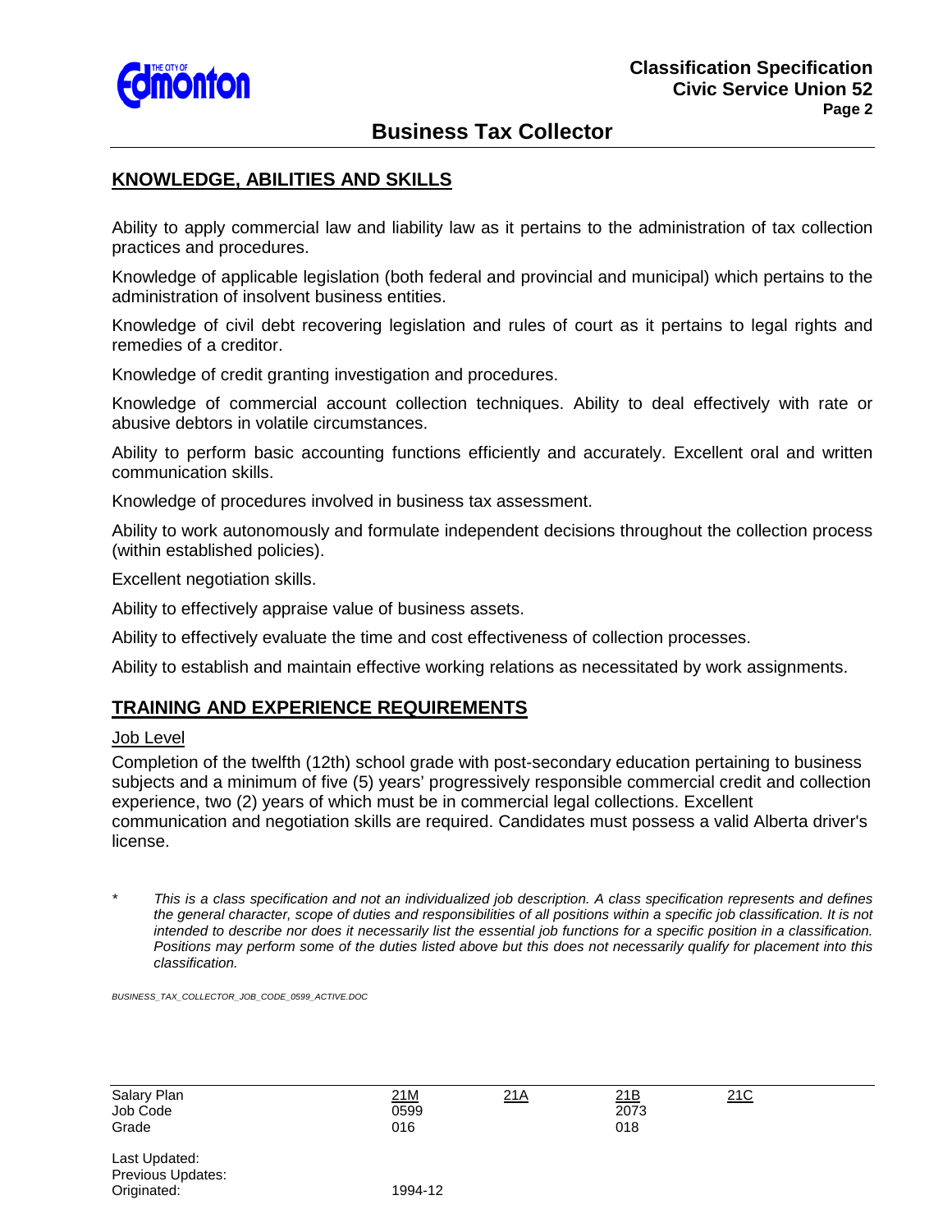# Business Tax Collector

## KNOWLEDGE, ABILITIES AND SKILLS

Ability to apply commercial law and liability law as it pertains to the administration of tax collection practices and procedures.

Knowledge of applicable legislation (both federal and provincial and municipal) which pertains to the administration of insolvent business entities.

Knowledge of civil debt recovering legislation and rules of court as it pertains to legal rights and remedies of a creditor.

Knowledge of credit granting investigation and procedures.

Knowledge of commercial account collection techniques. Ability to deal effectively with rate or abusive debtors in volatile circumstances.

Ability to perform basic accounting functions efficiently and accurately. Excellent oral and written communication skills.

Knowledge of procedures involved in business tax assessment.

Ability to work autonomously and formulate independent decisions throughout the collection process (within established policies).

Excellent negotiation skills.

Ability to effectively appraise value of business assets.

Ability to effectively evaluate the time and cost effectiveness of collection processes.

Ability to establish and maintain effective working relations as necessitated by work assignments.

## TRAINING AND EXPERIENCE REQUIREMENTS

Job Level

Completion of the twelfth (12th) school grade with post-secondary education pertaining to business subjects and a minimum of five (5) years' progressively responsible commercial credit and collection experience, two (2) years of which must be in commercial legal collections. Excellent communication and negotiation skills are required. Candidates must possess a valid Alberta driver's license.

\* *This is a class specification and not an individualized job description. A class specification represents and defines the general character, scope of duties and responsibilities of all positions within a specific job classification. It is not intended to describe nor does it necessarily list the essential job functions for a specific position in a classification. Positions may perform some of the duties listed above but this does not necessarily qualify for placement into this classification.*

*BUSINESS_TAX_COLLECTOR_JOB_CODE_0599_ACTIVE.DOC*

| Salary Plan | 21M | 21A | 21B | 21C |
|---|---|---|---|---|
| Job Code | 0599 | | 2073 | |
| Grade | 016 | | 018 | |

Last Updated:
Previous Updates:
Originated: 1994-12